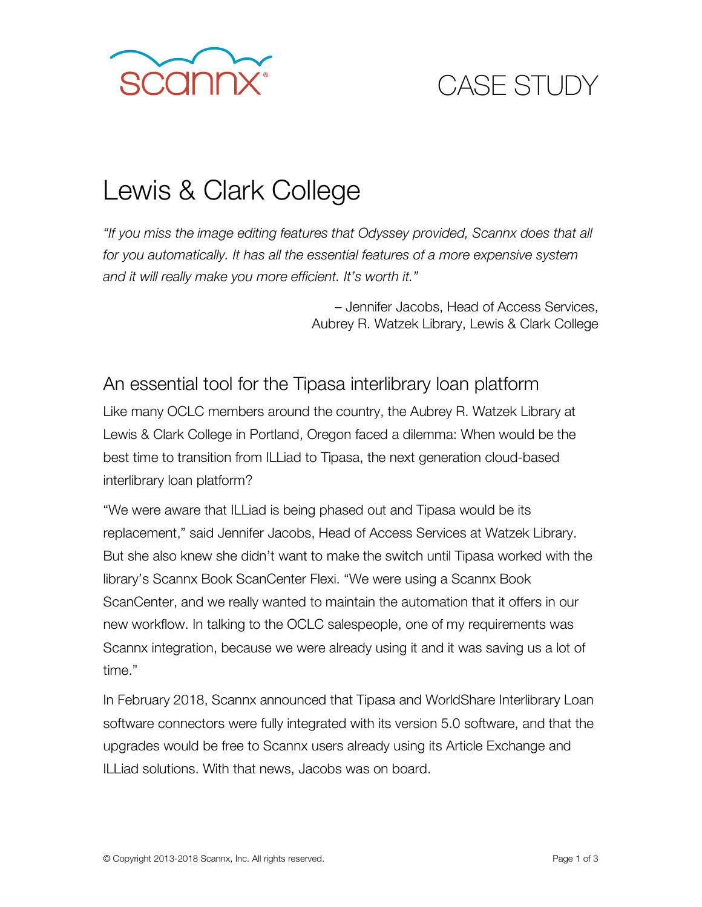CASE STUDY

# Lewis & Clark College

*"If you miss the image editing features that Odyssey provided, Scannx does that all for you automatically. It has all the essential features of a more expensive system and it will really make you more efficient. It's worth it."*

– Jennifer Jacobs, Head of Access Services,
Aubrey R. Watzek Library, Lewis & Clark College

## An essential tool for the Tipasa interlibrary loan platform

Like many OCLC members around the country, the Aubrey R. Watzek Library at Lewis & Clark College in Portland, Oregon faced a dilemma: When would be the best time to transition from ILLiad to Tipasa, the next generation cloud-based interlibrary loan platform?

"We were aware that ILLiad is being phased out and Tipasa would be its replacement," said Jennifer Jacobs, Head of Access Services at Watzek Library. But she also knew she didn't want to make the switch until Tipasa worked with the library's Scannx Book ScanCenter Flexi. "We were using a Scannx Book ScanCenter, and we really wanted to maintain the automation that it offers in our new workflow. In talking to the OCLC salespeople, one of my requirements was Scannx integration, because we were already using it and it was saving us a lot of time."

In February 2018, Scannx announced that Tipasa and WorldShare Interlibrary Loan software connectors were fully integrated with its version 5.0 software, and that the upgrades would be free to Scannx users already using its Article Exchange and ILLiad solutions. With that news, Jacobs was on board.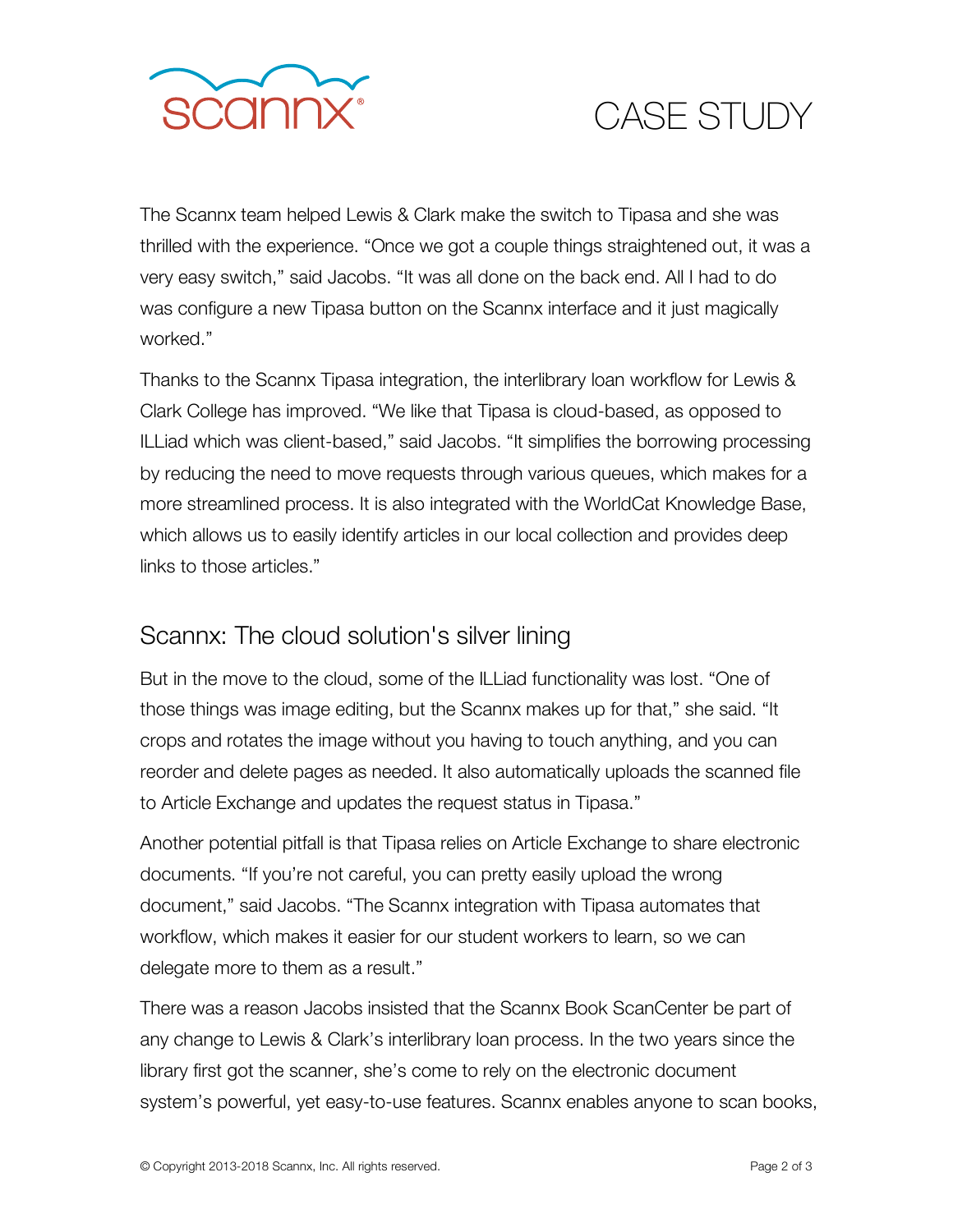The Scannx team helped Lewis & Clark make the switch to Tipasa and she was thrilled with the experience. “Once we got a couple things straightened out, it was a very easy switch,” said Jacobs. “It was all done on the back end. All I had to do was configure a new Tipasa button on the Scannx interface and it just magically worked.”

Thanks to the Scannx Tipasa integration, the interlibrary loan workflow for Lewis & Clark College has improved. “We like that Tipasa is cloud-based, as opposed to ILLiad which was client-based,” said Jacobs. “It simplifies the borrowing processing by reducing the need to move requests through various queues, which makes for a more streamlined process. It is also integrated with the WorldCat Knowledge Base, which allows us to easily identify articles in our local collection and provides deep links to those articles.”

## Scannx: The cloud solution's silver lining

But in the move to the cloud, some of the ILLiad functionality was lost. “One of those things was image editing, but the Scannx makes up for that,” she said. “It crops and rotates the image without you having to touch anything, and you can reorder and delete pages as needed. It also automatically uploads the scanned file to Article Exchange and updates the request status in Tipasa.”

Another potential pitfall is that Tipasa relies on Article Exchange to share electronic documents. “If you’re not careful, you can pretty easily upload the wrong document,” said Jacobs. “The Scannx integration with Tipasa automates that workflow, which makes it easier for our student workers to learn, so we can delegate more to them as a result.”

There was a reason Jacobs insisted that the Scannx Book ScanCenter be part of any change to Lewis & Clark’s interlibrary loan process. In the two years since the library first got the scanner, she’s come to rely on the electronic document system’s powerful, yet easy-to-use features. Scannx enables anyone to scan books,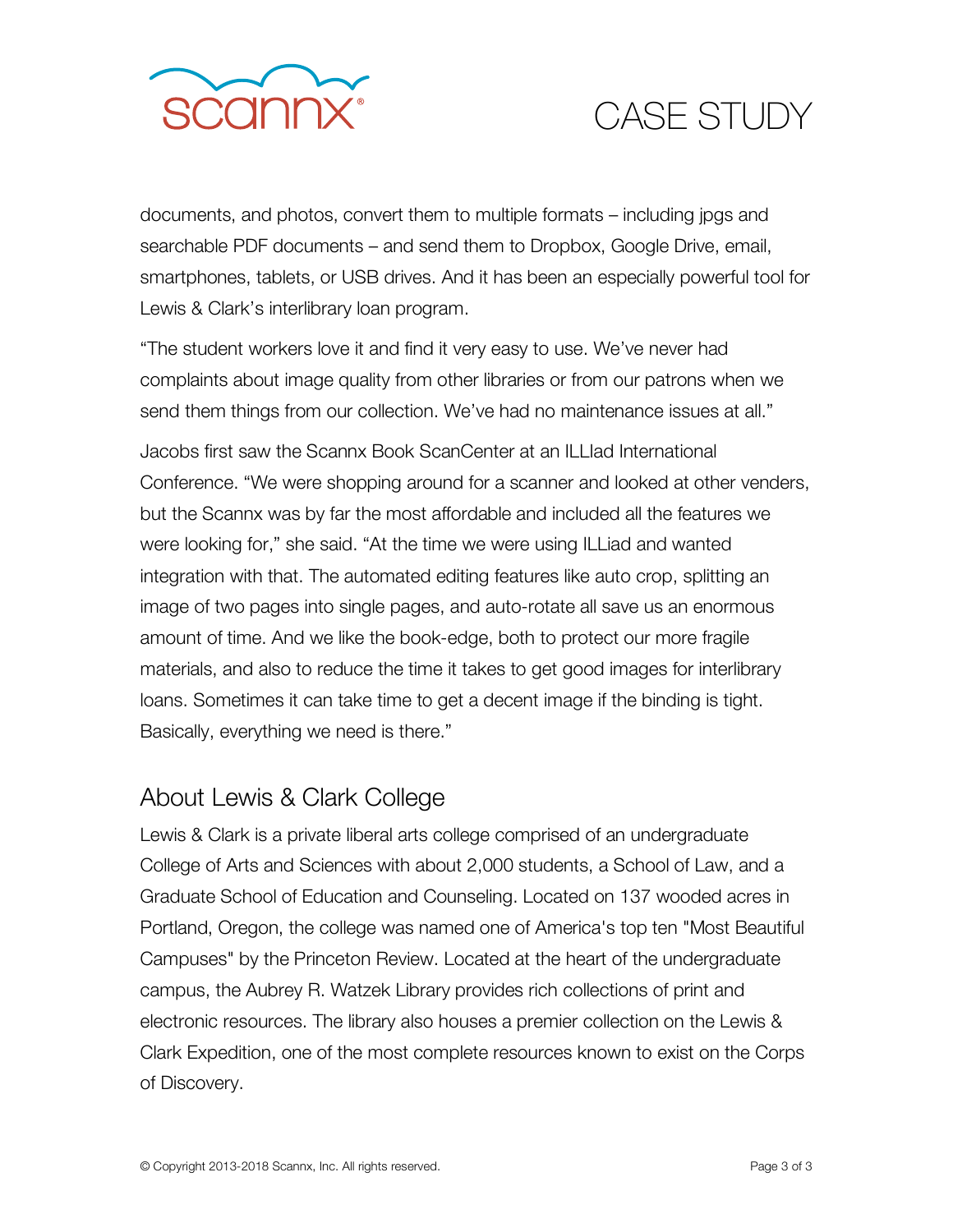documents, and photos, convert them to multiple formats – including jpgs and searchable PDF documents – and send them to Dropbox, Google Drive, email, smartphones, tablets, or USB drives. And it has been an especially powerful tool for Lewis & Clark's interlibrary loan program.

"The student workers love it and find it very easy to use. We've never had complaints about image quality from other libraries or from our patrons when we send them things from our collection. We've had no maintenance issues at all."

Jacobs first saw the Scannx Book ScanCenter at an ILLlad International Conference. "We were shopping around for a scanner and looked at other venders, but the Scannx was by far the most affordable and included all the features we were looking for," she said. "At the time we were using ILLiad and wanted integration with that. The automated editing features like auto crop, splitting an image of two pages into single pages, and auto-rotate all save us an enormous amount of time. And we like the book-edge, both to protect our more fragile materials, and also to reduce the time it takes to get good images for interlibrary loans. Sometimes it can take time to get a decent image if the binding is tight. Basically, everything we need is there."

## About Lewis & Clark College

Lewis & Clark is a private liberal arts college comprised of an undergraduate College of Arts and Sciences with about 2,000 students, a School of Law, and a Graduate School of Education and Counseling. Located on 137 wooded acres in Portland, Oregon, the college was named one of America's top ten "Most Beautiful Campuses" by the Princeton Review. Located at the heart of the undergraduate campus, the Aubrey R. Watzek Library provides rich collections of print and electronic resources. The library also houses a premier collection on the Lewis & Clark Expedition, one of the most complete resources known to exist on the Corps of Discovery.

© Copyright 2013-2018 Scannx, Inc. All rights reserved.